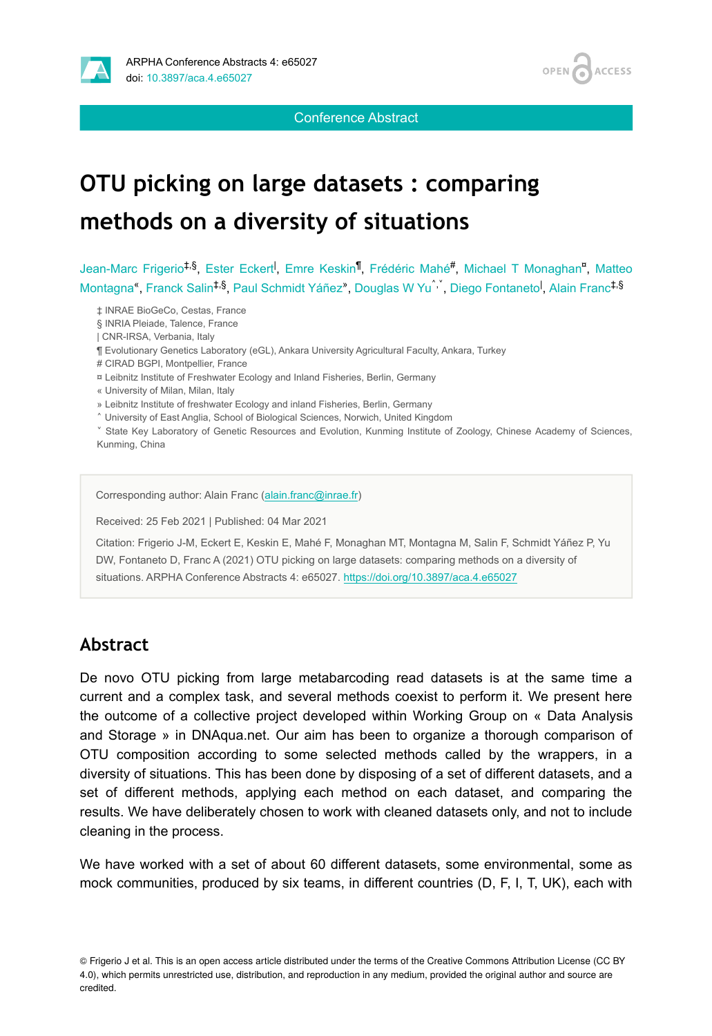Conference Abstract

# OTU picking on large datasets : comparing methods on a diversity of situations

Jean-Marc Frigerio[‡,§], Ester Eckert[|], Emre Keskin[¶], Frédéric Mahé[#], Michael T Monaghan[¤], Matteo Montagna[«], Franck Salin[‡,§], Paul Schmidt Yáñez[»], Douglas W Yu[˄,˅], Diego Fontaneto[|], Alain Franc[‡,§]

‡ INRAE BioGeCo, Cestas, France
§ INRIA Pleiade, Talence, France
| CNR-IRSA, Verbania, Italy
¶ Evolutionary Genetics Laboratory (eGL), Ankara University Agricultural Faculty, Ankara, Turkey
# CIRAD BGPI, Montpellier, France
¤ Leibnitz Institute of Freshwater Ecology and Inland Fisheries, Berlin, Germany
« University of Milan, Milan, Italy
» Leibnitz Institute of freshwater Ecology and inland Fisheries, Berlin, Germany
˄ University of East Anglia, School of Biological Sciences, Norwich, United Kingdom
˅ State Key Laboratory of Genetic Resources and Evolution, Kunming Institute of Zoology, Chinese Academy of Sciences, Kunming, China

Corresponding author: Alain Franc (alain.franc@inrae.fr)

Received: 25 Feb 2021 | Published: 04 Mar 2021

Citation: Frigerio J-M, Eckert E, Keskin E, Mahé F, Monaghan MT, Montagna M, Salin F, Schmidt Yáñez P, Yu DW, Fontaneto D, Franc A (2021) OTU picking on large datasets: comparing methods on a diversity of situations. ARPHA Conference Abstracts 4: e65027. https://doi.org/10.3897/aca.4.e65027

## Abstract

De novo OTU picking from large metabarcoding read datasets is at the same time a current and a complex task, and several methods coexist to perform it. We present here the outcome of a collective project developed within Working Group on « Data Analysis and Storage » in DNAqua.net. Our aim has been to organize a thorough comparison of OTU composition according to some selected methods called by the wrappers, in a diversity of situations. This has been done by disposing of a set of different datasets, and a set of different methods, applying each method on each dataset, and comparing the results. We have deliberately chosen to work with cleaned datasets only, and not to include cleaning in the process.

We have worked with a set of about 60 different datasets, some environmental, some as mock communities, produced by six teams, in different countries (D, F, I, T, UK), each with

© Frigerio J et al. This is an open access article distributed under the terms of the Creative Commons Attribution License (CC BY 4.0), which permits unrestricted use, distribution, and reproduction in any medium, provided the original author and source are credited.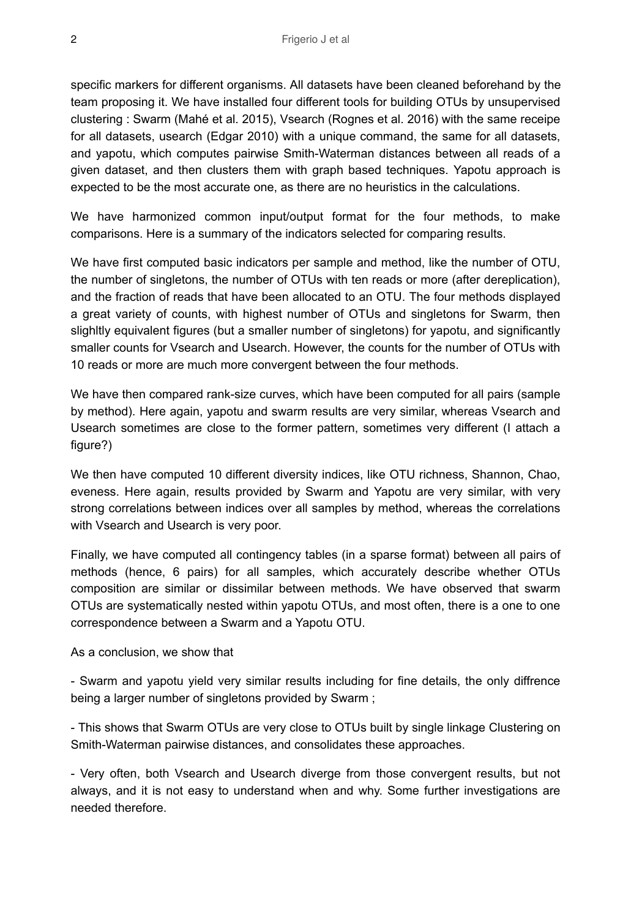specific markers for different organisms. All datasets have been cleaned beforehand by the team proposing it. We have installed four different tools for building OTUs by unsupervised clustering : Swarm (Mahé et al. 2015), Vsearch (Rognes et al. 2016) with the same receipe for all datasets, usearch (Edgar 2010) with a unique command, the same for all datasets, and yapotu, which computes pairwise Smith-Waterman distances between all reads of a given dataset, and then clusters them with graph based techniques. Yapotu approach is expected to be the most accurate one, as there are no heuristics in the calculations.

We have harmonized common input/output format for the four methods, to make comparisons. Here is a summary of the indicators selected for comparing results.

We have first computed basic indicators per sample and method, like the number of OTU, the number of singletons, the number of OTUs with ten reads or more (after dereplication), and the fraction of reads that have been allocated to an OTU. The four methods displayed a great variety of counts, with highest number of OTUs and singletons for Swarm, then slighltly equivalent figures (but a smaller number of singletons) for yapotu, and significantly smaller counts for Vsearch and Usearch. However, the counts for the number of OTUs with 10 reads or more are much more convergent between the four methods.

We have then compared rank-size curves, which have been computed for all pairs (sample by method). Here again, yapotu and swarm results are very similar, whereas Vsearch and Usearch sometimes are close to the former pattern, sometimes very different (I attach a figure?)

We then have computed 10 different diversity indices, like OTU richness, Shannon, Chao, eveness. Here again, results provided by Swarm and Yapotu are very similar, with very strong correlations between indices over all samples by method, whereas the correlations with Vsearch and Usearch is very poor.

Finally, we have computed all contingency tables (in a sparse format) between all pairs of methods (hence, 6 pairs) for all samples, which accurately describe whether OTUs composition are similar or dissimilar between methods. We have observed that swarm OTUs are systematically nested within yapotu OTUs, and most often, there is a one to one correspondence between a Swarm and a Yapotu OTU.

As a conclusion, we show that

- Swarm and yapotu yield very similar results including for fine details, the only diffrence being a larger number of singletons provided by Swarm ;

- This shows that Swarm OTUs are very close to OTUs built by single linkage Clustering on Smith-Waterman pairwise distances, and consolidates these approaches.

- Very often, both Vsearch and Usearch diverge from those convergent results, but not always, and it is not easy to understand when and why. Some further investigations are needed therefore.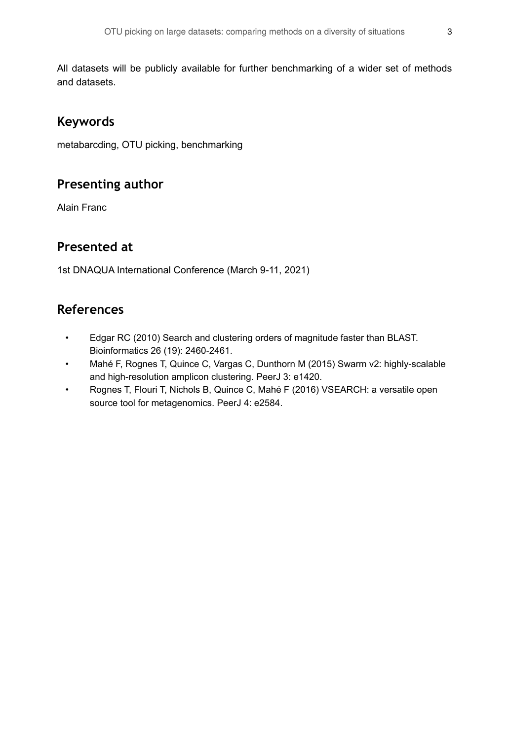All datasets will be publicly available for further benchmarking of a wider set of methods and datasets.

## Keywords

metabarcding, OTU picking, benchmarking

## Presenting author

Alain Franc

## Presented at

1st DNAQUA International Conference (March 9-11, 2021)

## References

- Edgar RC (2010) Search and clustering orders of magnitude faster than BLAST. Bioinformatics 26 (19): 2460-2461.
- Mahé F, Rognes T, Quince C, Vargas C, Dunthorn M (2015) Swarm v2: highly-scalable and high-resolution amplicon clustering. PeerJ 3: e1420.
- Rognes T, Flouri T, Nichols B, Quince C, Mahé F (2016) VSEARCH: a versatile open source tool for metagenomics. PeerJ 4: e2584.